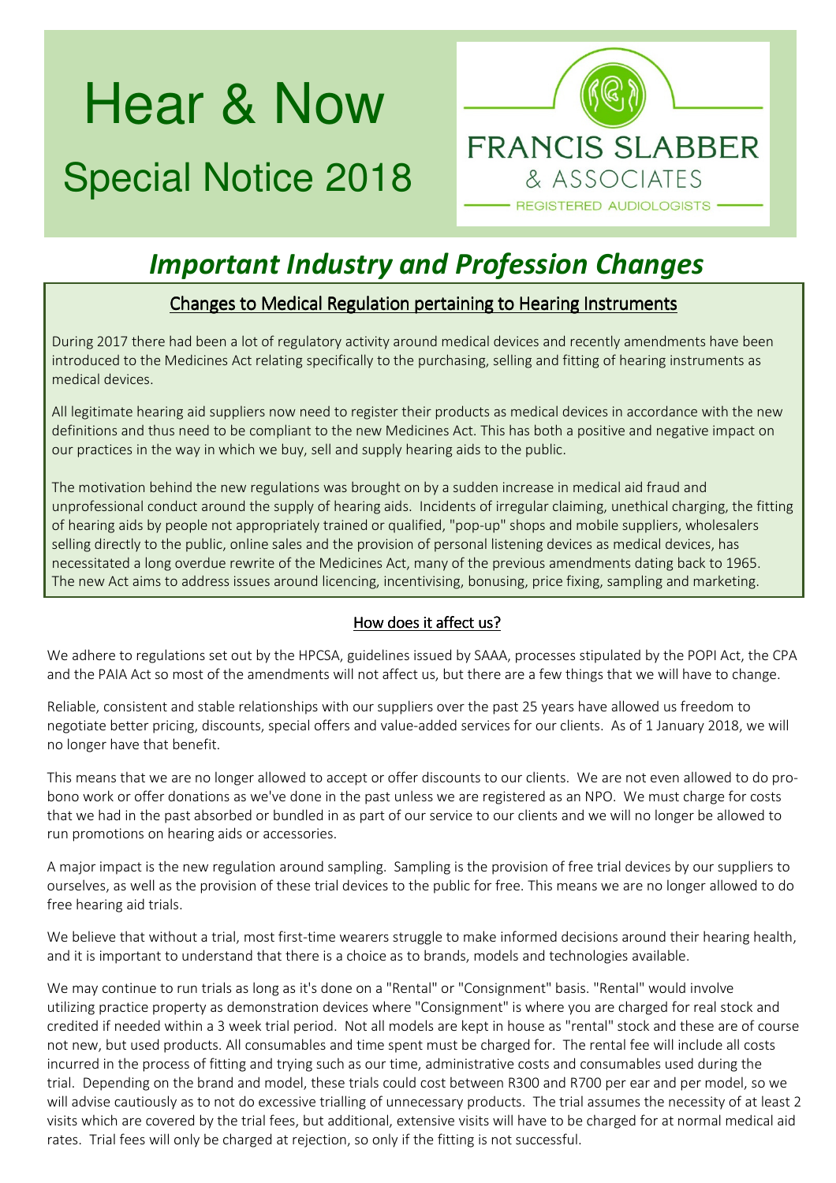# Hear & Now

## Special Notice 2018

FRANCIS SLABBER & ASSOCIATES

REGISTERED AUDIOLOGISTS

# *Important Industry and Profession Changes*

### Changes to Medical Regulation pertaining to Hearing Instruments

During 2017 there had been a lot of regulatory activity around medical devices and recently amendments have been introduced to the Medicines Act relating specifically to the purchasing, selling and fitting of hearing instruments as medical devices.

All legitimate hearing aid suppliers now need to register their products as medical devices in accordance with the new definitions and thus need to be compliant to the new Medicines Act. This has both a positive and negative impact on our practices in the way in which we buy, sell and supply hearing aids to the public.

The motivation behind the new regulations was brought on by a sudden increase in medical aid fraud and unprofessional conduct around the supply of hearing aids. Incidents of irregular claiming, unethical charging, the fitting of hearing aids by people not appropriately trained or qualified, "pop-up" shops and mobile suppliers, wholesalers selling directly to the public, online sales and the provision of personal listening devices as medical devices, has necessitated a long overdue rewrite of the Medicines Act, many of the previous amendments dating back to 1965. The new Act aims to address issues around licencing, incentivising, bonusing, price fixing, sampling and marketing.

### How does it affect us?

We adhere to regulations set out by the HPCSA, guidelines issued by SAAA, processes stipulated by the POPI Act, the CPA and the PAIA Act so most of the amendments will not affect us, but there are a few things that we will have to change.

Reliable, consistent and stable relationships with our suppliers over the past 25 years have allowed us freedom to negotiate better pricing, discounts, special offers and value-added services for our clients. As of 1 January 2018, we will no longer have that benefit.

This means that we are no longer allowed to accept or offer discounts to our clients. We are not even allowed to do pro-bono work or offer donations as we've done in the past unless we are registered as an NPO. We must charge for costs that we had in the past absorbed or bundled in as part of our service to our clients and we will no longer be allowed to run promotions on hearing aids or accessories.

A major impact is the new regulation around sampling. Sampling is the provision of free trial devices by our suppliers to ourselves, as well as the provision of these trial devices to the public for free. This means we are no longer allowed to do free hearing aid trials.

We believe that without a trial, most first-time wearers struggle to make informed decisions around their hearing health, and it is important to understand that there is a choice as to brands, models and technologies available.

We may continue to run trials as long as it's done on a "Rental" or "Consignment" basis. "Rental" would involve utilizing practice property as demonstration devices where "Consignment" is where you are charged for real stock and credited if needed within a 3 week trial period. Not all models are kept in house as "rental" stock and these are of course not new, but used products. All consumables and time spent must be charged for. The rental fee will include all costs incurred in the process of fitting and trying such as our time, administrative costs and consumables used during the trial. Depending on the brand and model, these trials could cost between R300 and R700 per ear and per model, so we will advise cautiously as to not do excessive trialling of unnecessary products. The trial assumes the necessity of at least 2 visits which are covered by the trial fees, but additional, extensive visits will have to be charged for at normal medical aid rates. Trial fees will only be charged at rejection, so only if the fitting is not successful.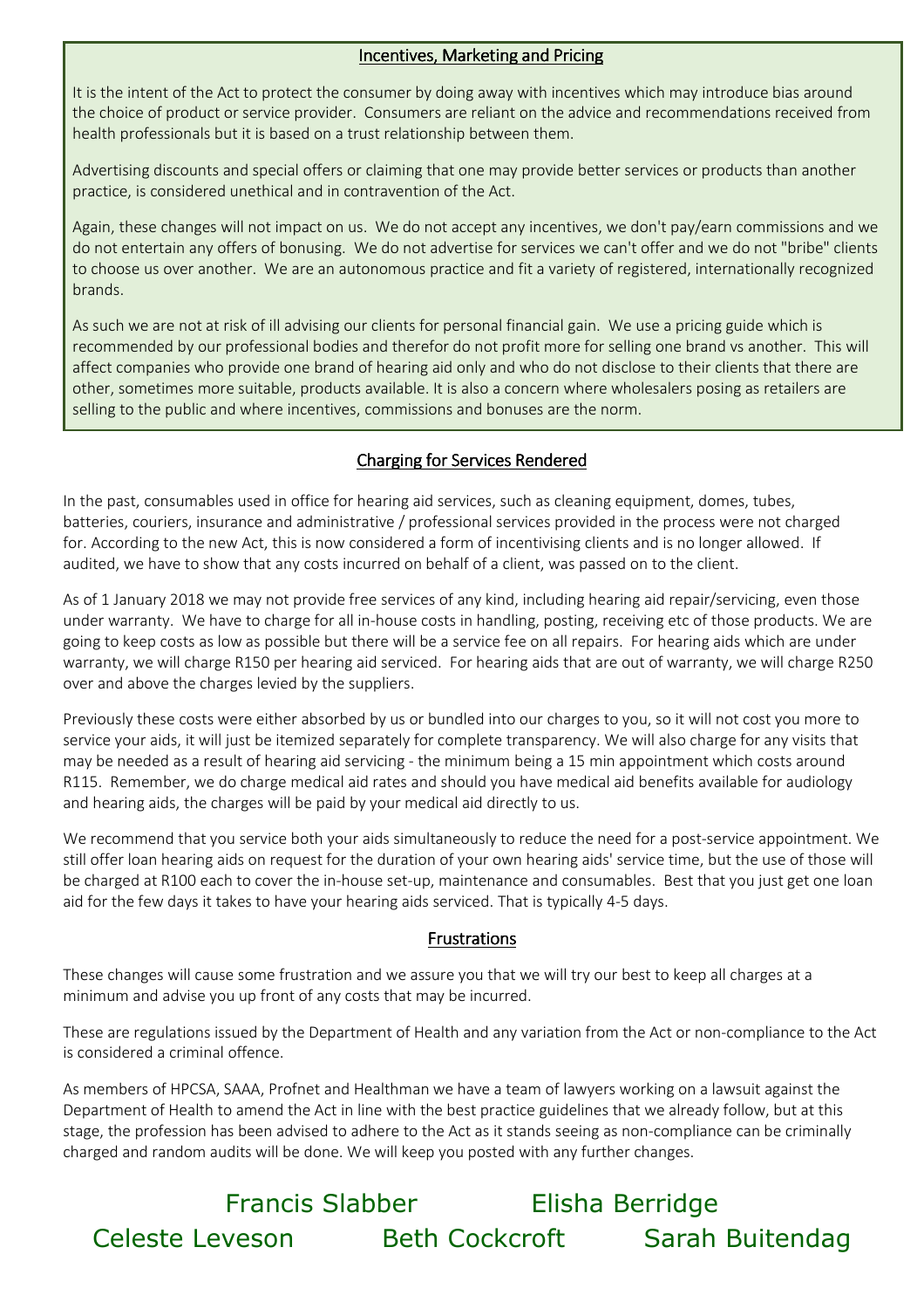## Incentives, Marketing and Pricing

It is the intent of the Act to protect the consumer by doing away with incentives which may introduce bias around the choice of product or service provider. Consumers are reliant on the advice and recommendations received from health professionals but it is based on a trust relationship between them.

Advertising discounts and special offers or claiming that one may provide better services or products than another practice, is considered unethical and in contravention of the Act.

Again, these changes will not impact on us. We do not accept any incentives, we don't pay/earn commissions and we do not entertain any offers of bonusing. We do not advertise for services we can't offer and we do not "bribe" clients to choose us over another. We are an autonomous practice and fit a variety of registered, internationally recognized brands.

As such we are not at risk of ill advising our clients for personal financial gain. We use a pricing guide which is recommended by our professional bodies and therefor do not profit more for selling one brand vs another. This will affect companies who provide one brand of hearing aid only and who do not disclose to their clients that there are other, sometimes more suitable, products available. It is also a concern where wholesalers posing as retailers are selling to the public and where incentives, commissions and bonuses are the norm.

## Charging for Services Rendered

In the past, consumables used in office for hearing aid services, such as cleaning equipment, domes, tubes, batteries, couriers, insurance and administrative / professional services provided in the process were not charged for. According to the new Act, this is now considered a form of incentivising clients and is no longer allowed. If audited, we have to show that any costs incurred on behalf of a client, was passed on to the client.

As of 1 January 2018 we may not provide free services of any kind, including hearing aid repair/servicing, even those under warranty. We have to charge for all in-house costs in handling, posting, receiving etc of those products. We are going to keep costs as low as possible but there will be a service fee on all repairs. For hearing aids which are under warranty, we will charge R150 per hearing aid serviced. For hearing aids that are out of warranty, we will charge R250 over and above the charges levied by the suppliers.

Previously these costs were either absorbed by us or bundled into our charges to you, so it will not cost you more to service your aids, it will just be itemized separately for complete transparency. We will also charge for any visits that may be needed as a result of hearing aid servicing - the minimum being a 15 min appointment which costs around R115. Remember, we do charge medical aid rates and should you have medical aid benefits available for audiology and hearing aids, the charges will be paid by your medical aid directly to us.

We recommend that you service both your aids simultaneously to reduce the need for a post-service appointment. We still offer loan hearing aids on request for the duration of your own hearing aids' service time, but the use of those will be charged at R100 each to cover the in-house set-up, maintenance and consumables. Best that you just get one loan aid for the few days it takes to have your hearing aids serviced. That is typically 4-5 days.

## Frustrations

These changes will cause some frustration and we assure you that we will try our best to keep all charges at a minimum and advise you up front of any costs that may be incurred.

These are regulations issued by the Department of Health and any variation from the Act or non-compliance to the Act is considered a criminal offence.

As members of HPCSA, SAAA, Profnet and Healthman we have a team of lawyers working on a lawsuit against the Department of Health to amend the Act in line with the best practice guidelines that we already follow, but at this stage, the profession has been advised to adhere to the Act as it stands seeing as non-compliance can be criminally charged and random audits will be done. We will keep you posted with any further changes.

Francis Slabber Elisha Berridge

Celeste Leveson Beth Cockcroft Sarah Buitendag